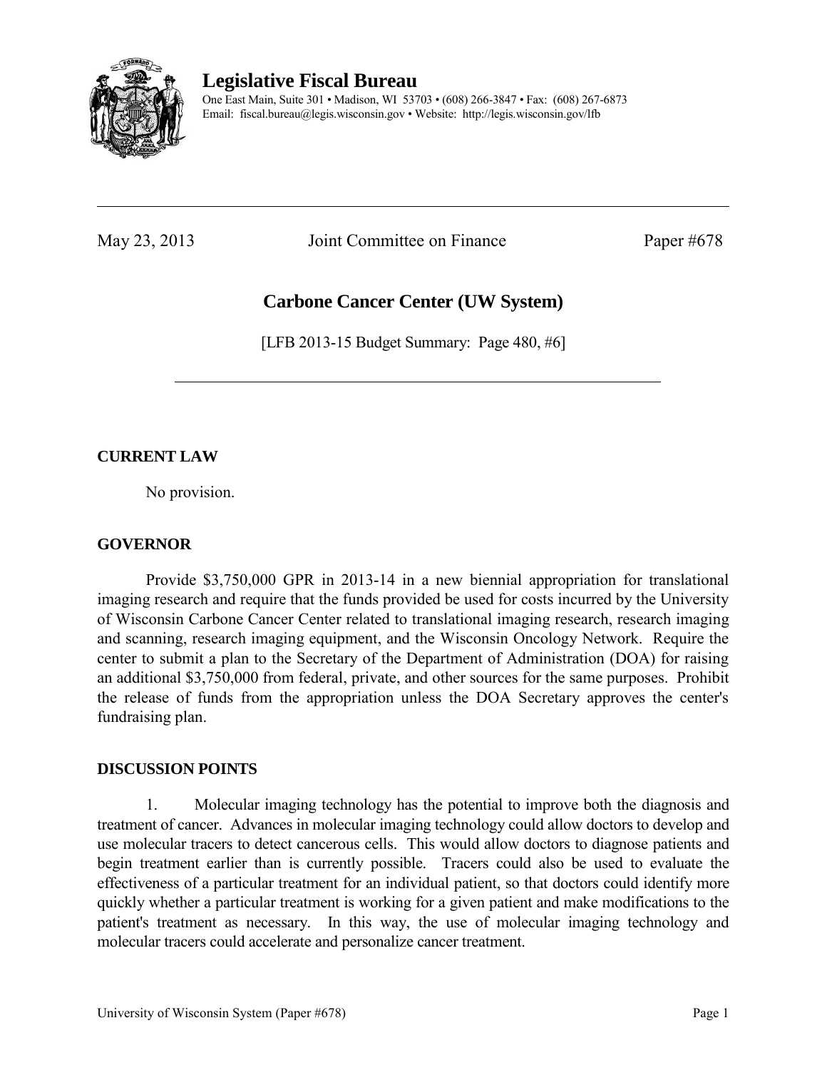# Legislative Fiscal Bureau

One East Main, Suite 301 • Madison, WI 53703 • (608) 266-3847 • Fax: (608) 267-6873
Email: fiscal.bureau@legis.wisconsin.gov • Website: http://legis.wisconsin.gov/lfb

---

May 23, 2013 | Joint Committee on Finance | Paper #678

## Carbone Cancer Center (UW System)

[LFB 2013-15 Budget Summary: Page 480, #6]

---

### CURRENT LAW

No provision.

### GOVERNOR

Provide $3,750,000 GPR in 2013-14 in a new biennial appropriation for translational imaging research and require that the funds provided be used for costs incurred by the University of Wisconsin Carbone Cancer Center related to translational imaging research, research imaging and scanning, research imaging equipment, and the Wisconsin Oncology Network. Require the center to submit a plan to the Secretary of the Department of Administration (DOA) for raising an additional $3,750,000 from federal, private, and other sources for the same purposes. Prohibit the release of funds from the appropriation unless the DOA Secretary approves the center's fundraising plan.

### DISCUSSION POINTS

1. Molecular imaging technology has the potential to improve both the diagnosis and treatment of cancer. Advances in molecular imaging technology could allow doctors to develop and use molecular tracers to detect cancerous cells. This would allow doctors to diagnose patients and begin treatment earlier than is currently possible. Tracers could also be used to evaluate the effectiveness of a particular treatment for an individual patient, so that doctors could identify more quickly whether a particular treatment is working for a given patient and make modifications to the patient's treatment as necessary. In this way, the use of molecular imaging technology and molecular tracers could accelerate and personalize cancer treatment.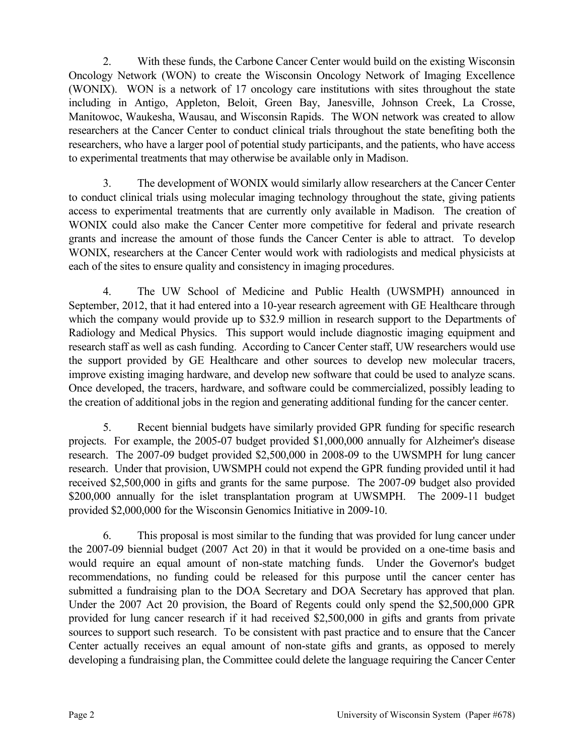2. With these funds, the Carbone Cancer Center would build on the existing Wisconsin Oncology Network (WON) to create the Wisconsin Oncology Network of Imaging Excellence (WONIX). WON is a network of 17 oncology care institutions with sites throughout the state including in Antigo, Appleton, Beloit, Green Bay, Janesville, Johnson Creek, La Crosse, Manitowoc, Waukesha, Wausau, and Wisconsin Rapids. The WON network was created to allow researchers at the Cancer Center to conduct clinical trials throughout the state benefiting both the researchers, who have a larger pool of potential study participants, and the patients, who have access to experimental treatments that may otherwise be available only in Madison.

3. The development of WONIX would similarly allow researchers at the Cancer Center to conduct clinical trials using molecular imaging technology throughout the state, giving patients access to experimental treatments that are currently only available in Madison. The creation of WONIX could also make the Cancer Center more competitive for federal and private research grants and increase the amount of those funds the Cancer Center is able to attract. To develop WONIX, researchers at the Cancer Center would work with radiologists and medical physicists at each of the sites to ensure quality and consistency in imaging procedures.

4. The UW School of Medicine and Public Health (UWSMPH) announced in September, 2012, that it had entered into a 10-year research agreement with GE Healthcare through which the company would provide up to $32.9 million in research support to the Departments of Radiology and Medical Physics. This support would include diagnostic imaging equipment and research staff as well as cash funding. According to Cancer Center staff, UW researchers would use the support provided by GE Healthcare and other sources to develop new molecular tracers, improve existing imaging hardware, and develop new software that could be used to analyze scans. Once developed, the tracers, hardware, and software could be commercialized, possibly leading to the creation of additional jobs in the region and generating additional funding for the cancer center.

5. Recent biennial budgets have similarly provided GPR funding for specific research projects. For example, the 2005-07 budget provided $1,000,000 annually for Alzheimer's disease research. The 2007-09 budget provided $2,500,000 in 2008-09 to the UWSMPH for lung cancer research. Under that provision, UWSMPH could not expend the GPR funding provided until it had received $2,500,000 in gifts and grants for the same purpose. The 2007-09 budget also provided $200,000 annually for the islet transplantation program at UWSMPH. The 2009-11 budget provided $2,000,000 for the Wisconsin Genomics Initiative in 2009-10.

6. This proposal is most similar to the funding that was provided for lung cancer under the 2007-09 biennial budget (2007 Act 20) in that it would be provided on a one-time basis and would require an equal amount of non-state matching funds. Under the Governor's budget recommendations, no funding could be released for this purpose until the cancer center has submitted a fundraising plan to the DOA Secretary and DOA Secretary has approved that plan. Under the 2007 Act 20 provision, the Board of Regents could only spend the $2,500,000 GPR provided for lung cancer research if it had received $2,500,000 in gifts and grants from private sources to support such research. To be consistent with past practice and to ensure that the Cancer Center actually receives an equal amount of non-state gifts and grants, as opposed to merely developing a fundraising plan, the Committee could delete the language requiring the Cancer Center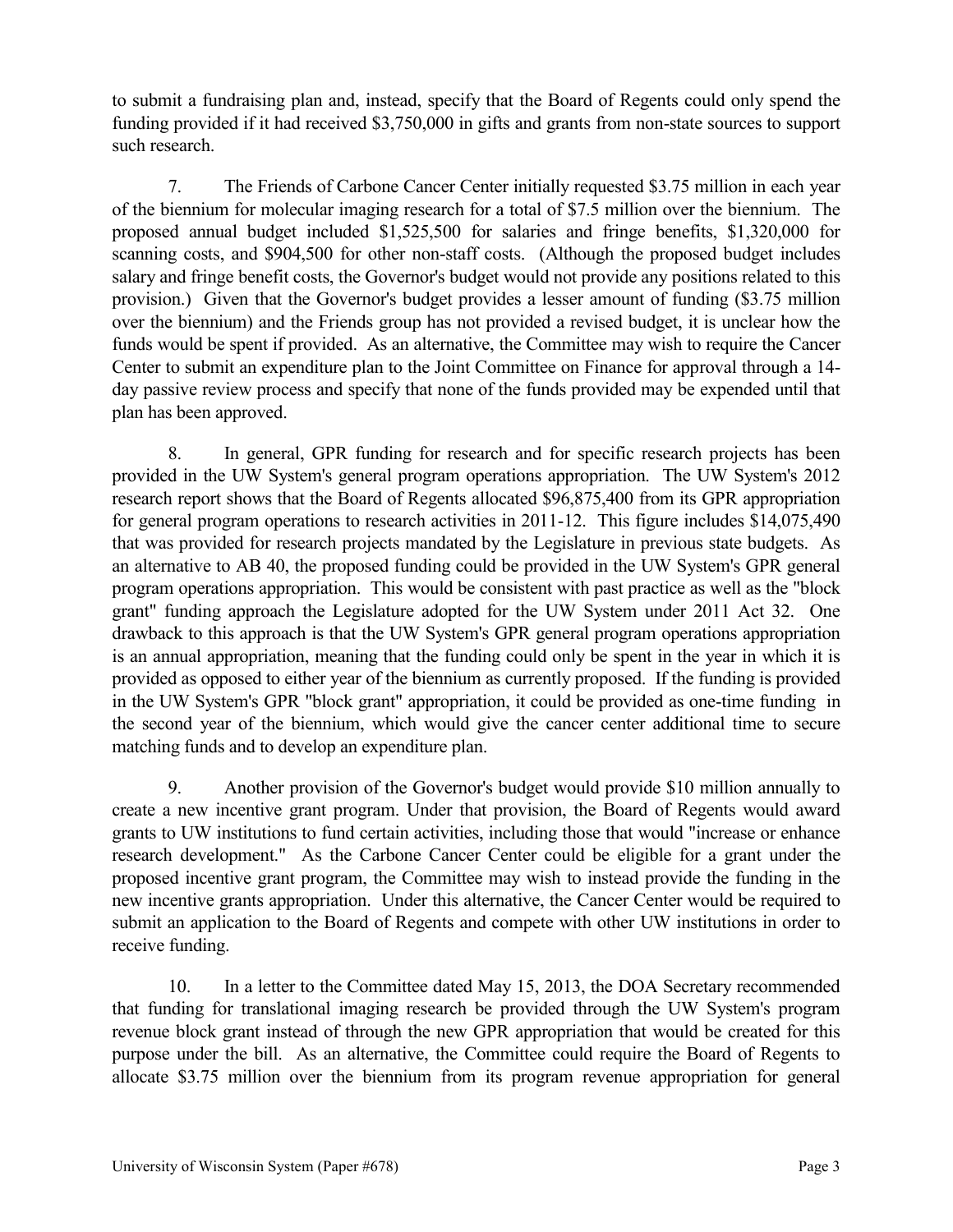to submit a fundraising plan and, instead, specify that the Board of Regents could only spend the funding provided if it had received $3,750,000 in gifts and grants from non-state sources to support such research.

7. The Friends of Carbone Cancer Center initially requested $3.75 million in each year of the biennium for molecular imaging research for a total of $7.5 million over the biennium. The proposed annual budget included $1,525,500 for salaries and fringe benefits, $1,320,000 for scanning costs, and $904,500 for other non-staff costs. (Although the proposed budget includes salary and fringe benefit costs, the Governor's budget would not provide any positions related to this provision.) Given that the Governor's budget provides a lesser amount of funding ($3.75 million over the biennium) and the Friends group has not provided a revised budget, it is unclear how the funds would be spent if provided. As an alternative, the Committee may wish to require the Cancer Center to submit an expenditure plan to the Joint Committee on Finance for approval through a 14-day passive review process and specify that none of the funds provided may be expended until that plan has been approved.

8. In general, GPR funding for research and for specific research projects has been provided in the UW System's general program operations appropriation. The UW System's 2012 research report shows that the Board of Regents allocated $96,875,400 from its GPR appropriation for general program operations to research activities in 2011-12. This figure includes $14,075,490 that was provided for research projects mandated by the Legislature in previous state budgets. As an alternative to AB 40, the proposed funding could be provided in the UW System's GPR general program operations appropriation. This would be consistent with past practice as well as the "block grant" funding approach the Legislature adopted for the UW System under 2011 Act 32. One drawback to this approach is that the UW System's GPR general program operations appropriation is an annual appropriation, meaning that the funding could only be spent in the year in which it is provided as opposed to either year of the biennium as currently proposed. If the funding is provided in the UW System's GPR "block grant" appropriation, it could be provided as one-time funding in the second year of the biennium, which would give the cancer center additional time to secure matching funds and to develop an expenditure plan.

9. Another provision of the Governor's budget would provide $10 million annually to create a new incentive grant program. Under that provision, the Board of Regents would award grants to UW institutions to fund certain activities, including those that would "increase or enhance research development." As the Carbone Cancer Center could be eligible for a grant under the proposed incentive grant program, the Committee may wish to instead provide the funding in the new incentive grants appropriation. Under this alternative, the Cancer Center would be required to submit an application to the Board of Regents and compete with other UW institutions in order to receive funding.

10. In a letter to the Committee dated May 15, 2013, the DOA Secretary recommended that funding for translational imaging research be provided through the UW System's program revenue block grant instead of through the new GPR appropriation that would be created for this purpose under the bill. As an alternative, the Committee could require the Board of Regents to allocate $3.75 million over the biennium from its program revenue appropriation for general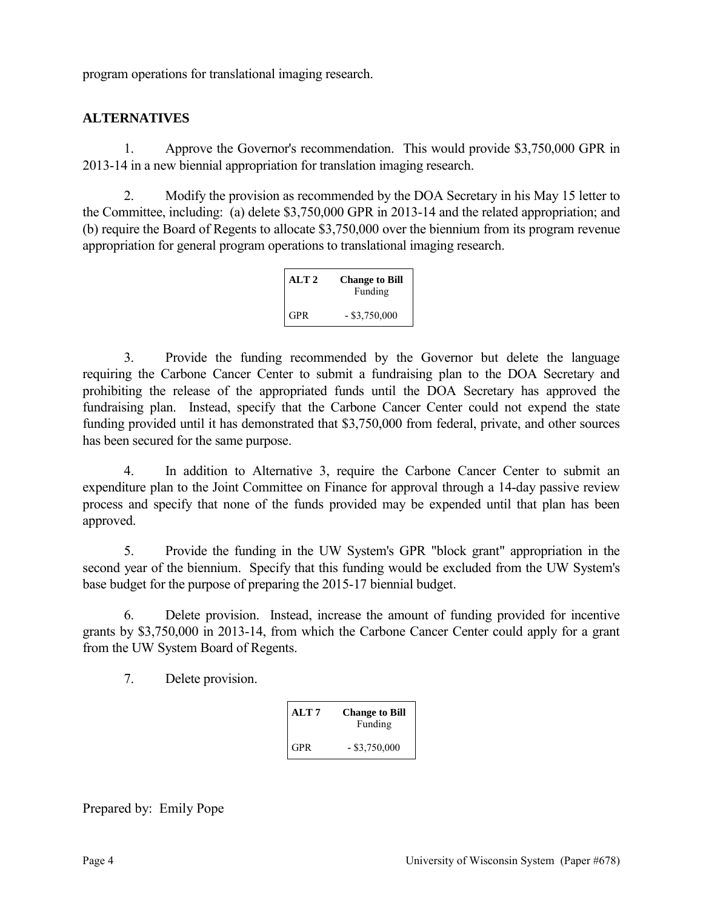program operations for translational imaging research.

## ALTERNATIVES

1. Approve the Governor's recommendation. This would provide $3,750,000 GPR in 2013-14 in a new biennial appropriation for translation imaging research.

2. Modify the provision as recommended by the DOA Secretary in his May 15 letter to the Committee, including: (a) delete $3,750,000 GPR in 2013-14 and the related appropriation; and (b) require the Board of Regents to allocate $3,750,000 over the biennium from its program revenue appropriation for general program operations to translational imaging research.

| ALT 2 | Change to Bill Funding |
|---|---|
| GPR | - $3,750,000 |

3. Provide the funding recommended by the Governor but delete the language requiring the Carbone Cancer Center to submit a fundraising plan to the DOA Secretary and prohibiting the release of the appropriated funds until the DOA Secretary has approved the fundraising plan. Instead, specify that the Carbone Cancer Center could not expend the state funding provided until it has demonstrated that $3,750,000 from federal, private, and other sources has been secured for the same purpose.

4. In addition to Alternative 3, require the Carbone Cancer Center to submit an expenditure plan to the Joint Committee on Finance for approval through a 14-day passive review process and specify that none of the funds provided may be expended until that plan has been approved.

5. Provide the funding in the UW System's GPR "block grant" appropriation in the second year of the biennium. Specify that this funding would be excluded from the UW System's base budget for the purpose of preparing the 2015-17 biennial budget.

6. Delete provision. Instead, increase the amount of funding provided for incentive grants by $3,750,000 in 2013-14, from which the Carbone Cancer Center could apply for a grant from the UW System Board of Regents.

7. Delete provision.

| ALT 7 | Change to Bill Funding |
|---|---|
| GPR | - $3,750,000 |

Prepared by: Emily Pope